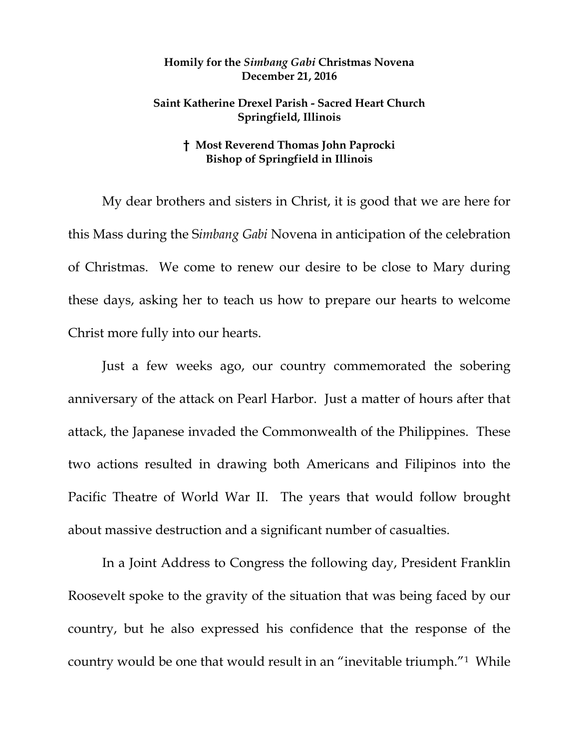**Homily for the *Simbang Gabi* Christmas Novena**
**December 21, 2016**

**Saint Katherine Drexel Parish - Sacred Heart Church**
**Springfield, Illinois**

**† Most Reverend Thomas John Paprocki**
**Bishop of Springfield in Illinois**

My dear brothers and sisters in Christ, it is good that we are here for this Mass during the S*imbang Gabi* Novena in anticipation of the celebration of Christmas. We come to renew our desire to be close to Mary during these days, asking her to teach us how to prepare our hearts to welcome Christ more fully into our hearts.

Just a few weeks ago, our country commemorated the sobering anniversary of the attack on Pearl Harbor. Just a matter of hours after that attack, the Japanese invaded the Commonwealth of the Philippines. These two actions resulted in drawing both Americans and Filipinos into the Pacific Theatre of World War II. The years that would follow brought about massive destruction and a significant number of casualties.

In a Joint Address to Congress the following day, President Franklin Roosevelt spoke to the gravity of the situation that was being faced by our country, but he also expressed his confidence that the response of the country would be one that would result in an "inevitable triumph."[1] While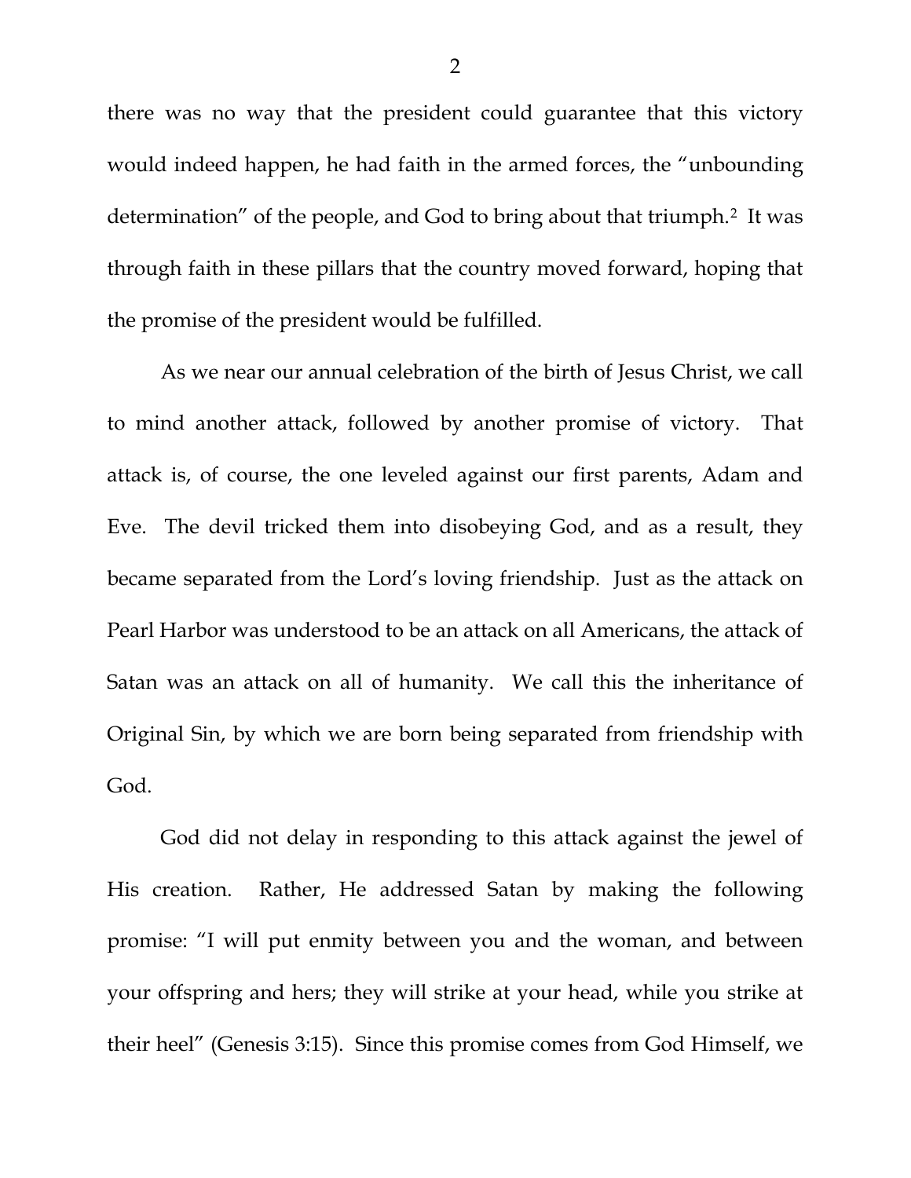there was no way that the president could guarantee that this victory would indeed happen, he had faith in the armed forces, the "unbounding determination" of the people, and God to bring about that triumph.[2] It was through faith in these pillars that the country moved forward, hoping that the promise of the president would be fulfilled.

As we near our annual celebration of the birth of Jesus Christ, we call to mind another attack, followed by another promise of victory. That attack is, of course, the one leveled against our first parents, Adam and Eve. The devil tricked them into disobeying God, and as a result, they became separated from the Lord's loving friendship. Just as the attack on Pearl Harbor was understood to be an attack on all Americans, the attack of Satan was an attack on all of humanity. We call this the inheritance of Original Sin, by which we are born being separated from friendship with God.

God did not delay in responding to this attack against the jewel of His creation. Rather, He addressed Satan by making the following promise: "I will put enmity between you and the woman, and between your offspring and hers; they will strike at your head, while you strike at their heel" (Genesis 3:15). Since this promise comes from God Himself, we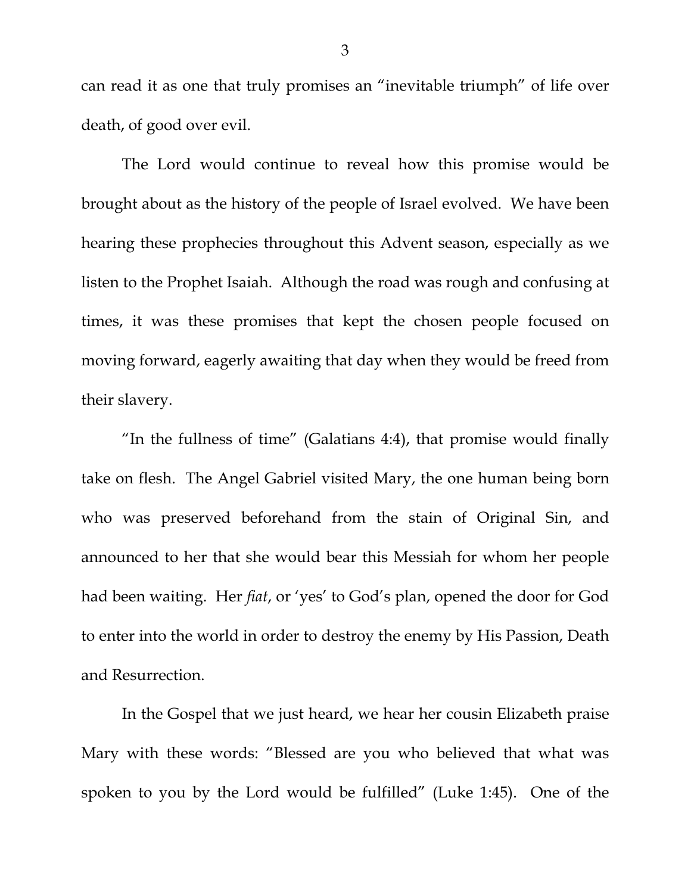can read it as one that truly promises an "inevitable triumph" of life over death, of good over evil.

The Lord would continue to reveal how this promise would be brought about as the history of the people of Israel evolved. We have been hearing these prophecies throughout this Advent season, especially as we listen to the Prophet Isaiah. Although the road was rough and confusing at times, it was these promises that kept the chosen people focused on moving forward, eagerly awaiting that day when they would be freed from their slavery.

"In the fullness of time" (Galatians 4:4), that promise would finally take on flesh. The Angel Gabriel visited Mary, the one human being born who was preserved beforehand from the stain of Original Sin, and announced to her that she would bear this Messiah for whom her people had been waiting. Her *fiat*, or 'yes' to God's plan, opened the door for God to enter into the world in order to destroy the enemy by His Passion, Death and Resurrection.

In the Gospel that we just heard, we hear her cousin Elizabeth praise Mary with these words: "Blessed are you who believed that what was spoken to you by the Lord would be fulfilled" (Luke 1:45). One of the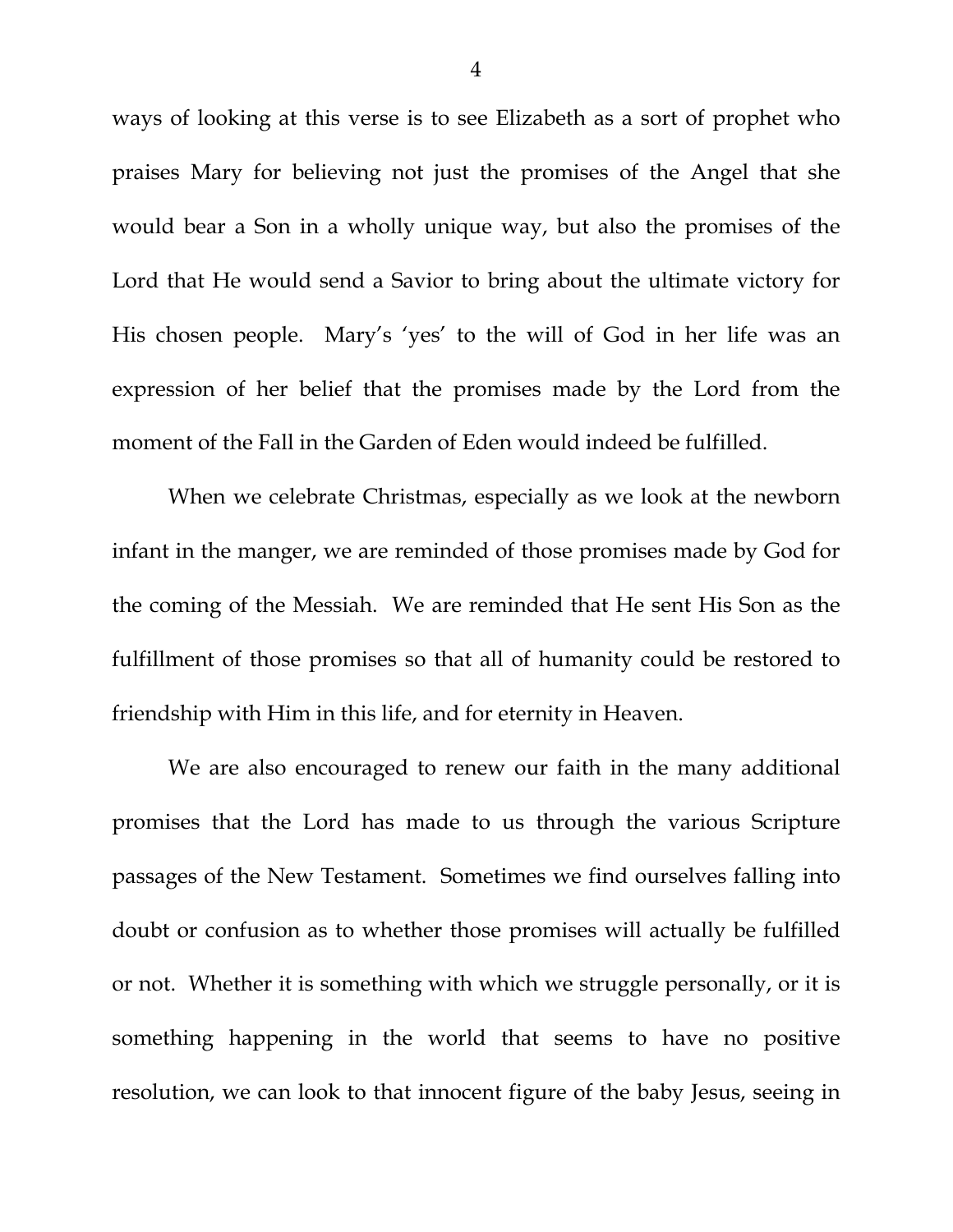ways of looking at this verse is to see Elizabeth as a sort of prophet who praises Mary for believing not just the promises of the Angel that she would bear a Son in a wholly unique way, but also the promises of the Lord that He would send a Savior to bring about the ultimate victory for His chosen people. Mary's 'yes' to the will of God in her life was an expression of her belief that the promises made by the Lord from the moment of the Fall in the Garden of Eden would indeed be fulfilled.

When we celebrate Christmas, especially as we look at the newborn infant in the manger, we are reminded of those promises made by God for the coming of the Messiah. We are reminded that He sent His Son as the fulfillment of those promises so that all of humanity could be restored to friendship with Him in this life, and for eternity in Heaven.

We are also encouraged to renew our faith in the many additional promises that the Lord has made to us through the various Scripture passages of the New Testament. Sometimes we find ourselves falling into doubt or confusion as to whether those promises will actually be fulfilled or not. Whether it is something with which we struggle personally, or it is something happening in the world that seems to have no positive resolution, we can look to that innocent figure of the baby Jesus, seeing in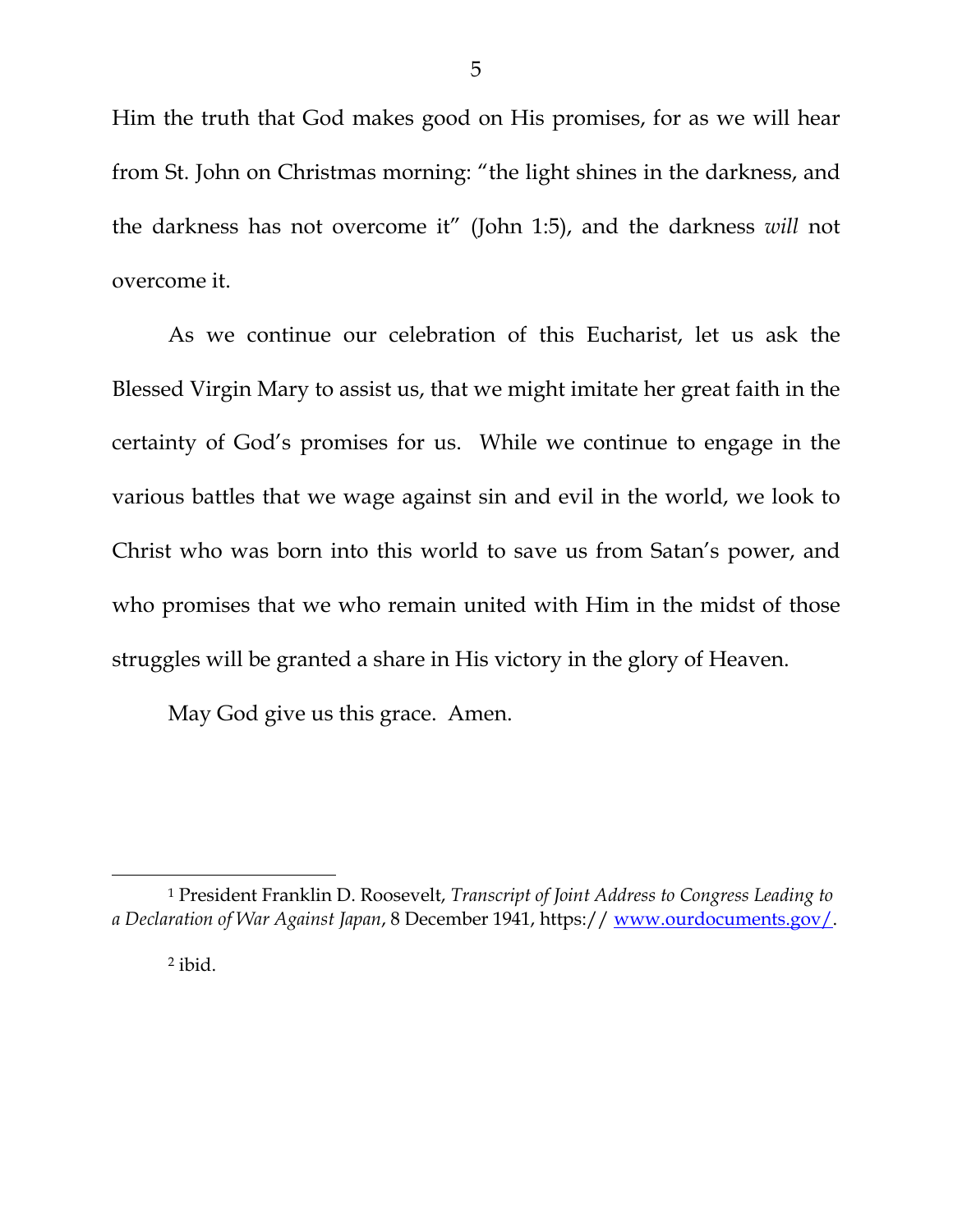Him the truth that God makes good on His promises, for as we will hear from St. John on Christmas morning: "the light shines in the darkness, and the darkness has not overcome it" (John 1:5), and the darkness *will* not overcome it.

As we continue our celebration of this Eucharist, let us ask the Blessed Virgin Mary to assist us, that we might imitate her great faith in the certainty of God's promises for us. While we continue to engage in the various battles that we wage against sin and evil in the world, we look to Christ who was born into this world to save us from Satan's power, and who promises that we who remain united with Him in the midst of those struggles will be granted a share in His victory in the glory of Heaven.

May God give us this grace. Amen.

---

[1] President Franklin D. Roosevelt, *Transcript of Joint Address to Congress Leading to a Declaration of War Against Japan*, 8 December 1941, https:// www.ourdocuments.gov/.

[2] ibid.